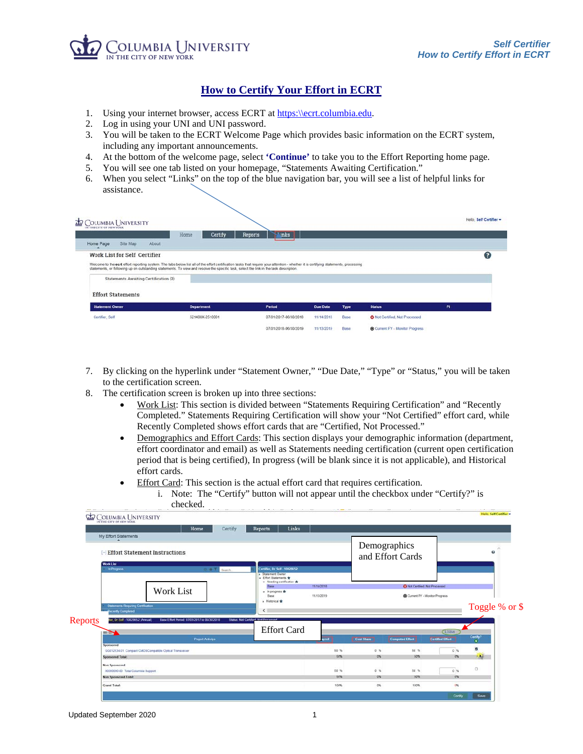# How to Certify Your Effort in ECRT

1. Using your internet browser, access ECRT at https:\\ecrt.columbia.edu.
2. Log in using your UNI and UNI password.
3. You will be taken to the ECRT Welcome Page which provides basic information on the ECRT system, including any important announcements.
4. At the bottom of the welcome page, select **'Continue'** to take you to the Effort Reporting home page.
5. You will see one tab listed on your homepage, "Statements Awaiting Certification."
6. When you select "Links" on the top of the blue navigation bar, you will see a list of helpful links for assistance.

7. By clicking on the hyperlink under "Statement Owner," "Due Date," "Type" or "Status," you will be taken to the certification screen.
8. The certification screen is broken up into three sections:
   - Work List: This section is divided between "Statements Requiring Certification" and "Recently Completed." Statements Requiring Certification will show your "Not Certified" effort card, while Recently Completed shows effort cards that are "Certified, Not Processed."
   - Demographics and Effort Cards: This section displays your demographic information (department, effort coordinator and email) as well as Statements needing certification (current open certification period that is being certified), In progress (will be blank since it is not applicable), and Historical effort cards.
   - Effort Card: This section is the actual effort card that requires certification.
     i. Note: The "Certify" button will not appear until the checkbox under "Certify?" is checked.

Updated September 2020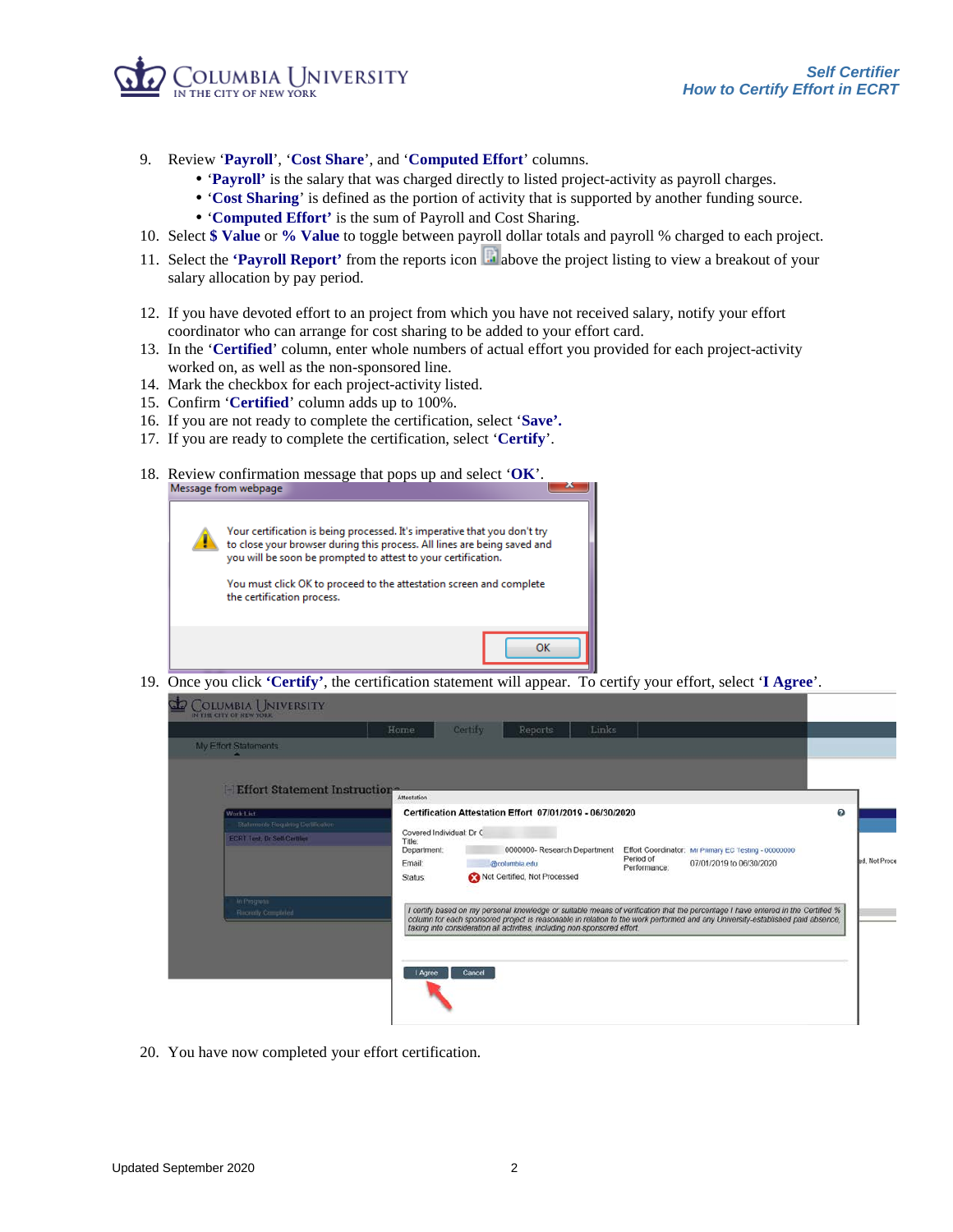9. Review '**Payroll**', '**Cost Share**', and '**Computed Effort**' columns.
   - '**Payroll**' is the salary that was charged directly to listed project-activity as payroll charges.
   - '**Cost Sharing**' is defined as the portion of activity that is supported by another funding source.
   - '**Computed Effort**' is the sum of Payroll and Cost Sharing.
10. Select **$ Value** or **% Value** to toggle between payroll dollar totals and payroll % charged to each project.
11. Select the **'Payroll Report'** from the reports icon above the project listing to view a breakout of your salary allocation by pay period.
12. If you have devoted effort to an project from which you have not received salary, notify your effort coordinator who can arrange for cost sharing to be added to your effort card.
13. In the '**Certified**' column, enter whole numbers of actual effort you provided for each project-activity worked on, as well as the non-sponsored line.
14. Mark the checkbox for each project-activity listed.
15. Confirm '**Certified**' column adds up to 100%.
16. If you are not ready to complete the certification, select '**Save'.**
17. If you are ready to complete the certification, select '**Certify**'.
18. Review confirmation message that pops up and select '**OK**'.

Message from webpage

Your certification is being processed. It's imperative that you don't try to close your browser during this process. All lines are being saved and you will be soon be prompted to attest to your certification.

You must click OK to proceed to the attestation screen and complete the certification process.

OK

19. Once you click **'Certify'**, the certification statement will appear. To certify your effort, select '**I Agree**'.

Certification Attestation Effort 07/01/2019 - 06/30/2020

I certify based on my personal knowledge or suitable means of verification that the percentage I have entered in the Certified % column for each sponsored project is reasonable in relation to the work performed and any University-established paid absence, taking into consideration all activities, including non-sponsored effort.

I Agree Cancel

20. You have now completed your effort certification.